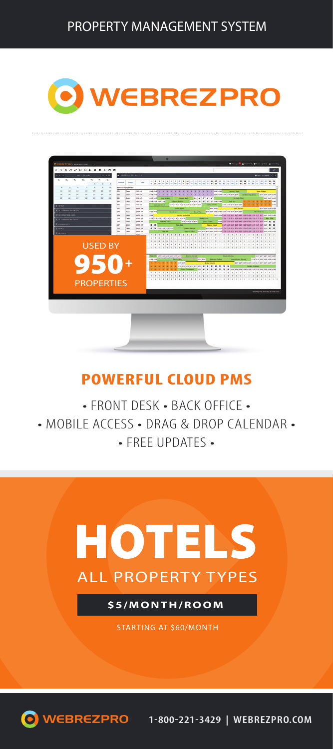# PROPERTY MANAGEMENT SYSTEM

# WEBREZPRO

USED BY

**950+**

PROPERTIES

## POWERFUL CLOUD PMS

• FRONT DESK • BACK OFFICE •
• MOBILE ACCESS • DRAG & DROP CALENDAR •
• FREE UPDATES •

# HOTELS

ALL PROPERTY TYPES

**$5/MONTH/ROOM**

STARTING AT $60/MONTH

WEBREZPRO 1-800-221-3429 | WEBREZPRO.COM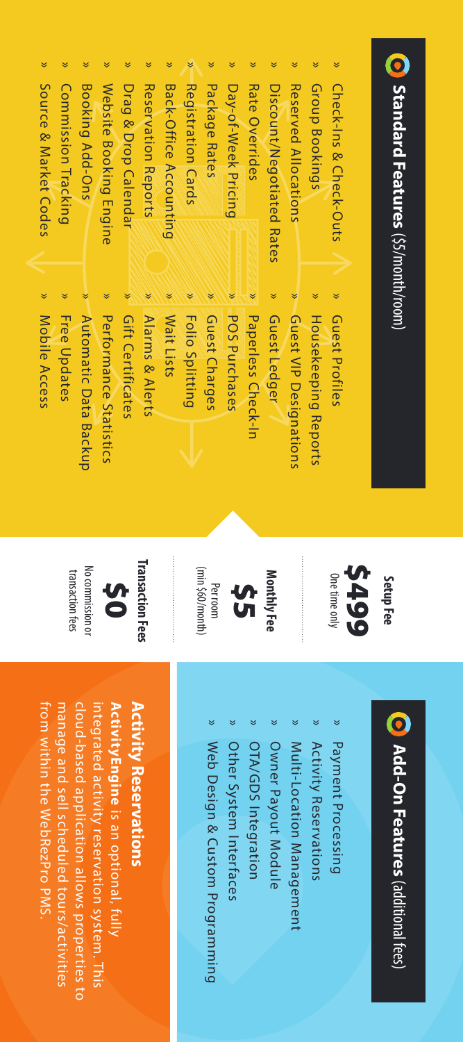## Standard Features ($5/month/room)

- Check-Ins & Check-Outs
- Group Bookings
- Reserved Allocations
- Discount/Negotiated Rates
- Rate Overrides
- Day-of-Week Pricing
- Package Rates
- Registration Cards
- Back-Office Accounting
- Reservation Reports
- Drag & Drop Calendar
- Website Booking Engine
- Booking Add-Ons
- Commission Tracking
- Source & Market Codes
- Guest Profiles
- Housekeeping Reports
- Guest VIP Designations
- Guest Ledger
- Paperless Check-In
- POS Purchases
- Guest Charges
- Folio Splitting
- Wait Lists
- Alarms & Alerts
- Gift Certificates
- Performance Statistics
- Automatic Data Backup
- Free Updates
- Mobile Access

**Setup Fee**
**$499**
One time only

**Monthly Fee**
**$5**
Per room
(min $60/month)

**Transaction Fees**
**$0**
No commission or transaction fees

## Add-On Features (additional fees)

- Payment Processing
- Activity Reservations
- Multi-Location Management
- Owner Payout Module
- OTA/GDS Integration
- Other System Interfaces
- Web Design & Custom Programming

## Activity Reservations

**ActivityEngine** is an optional, fully integrated activity reservation system. This cloud-based application allows properties to manage and sell scheduled tours/activities from within the WebRezPro PMS.